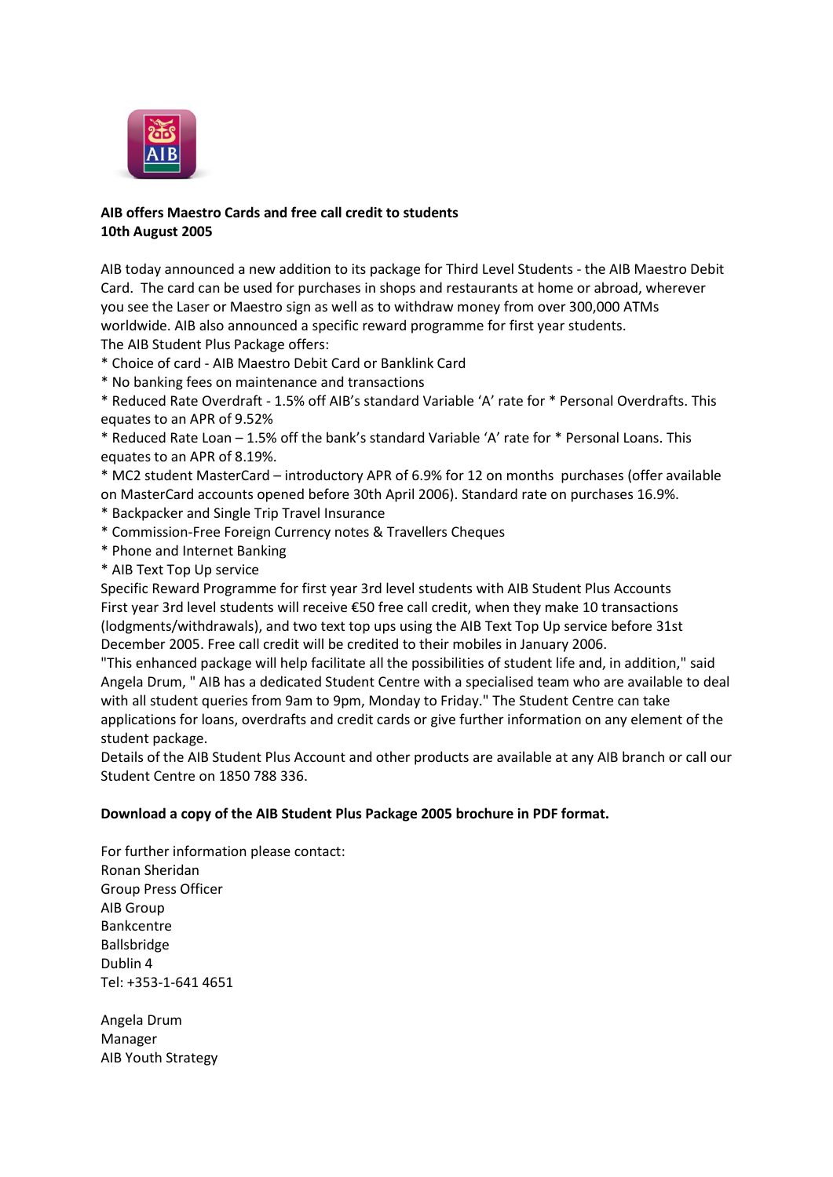**AIB offers Maestro Cards and free call credit to students**
**10th August 2005**

AIB today announced a new addition to its package for Third Level Students - the AIB Maestro Debit Card. The card can be used for purchases in shops and restaurants at home or abroad, wherever you see the Laser or Maestro sign as well as to withdraw money from over 300,000 ATMs worldwide. AIB also announced a specific reward programme for first year students.
The AIB Student Plus Package offers:
* Choice of card - AIB Maestro Debit Card or Banklink Card
* No banking fees on maintenance and transactions
* Reduced Rate Overdraft - 1.5% off AIB's standard Variable 'A' rate for * Personal Overdrafts. This equates to an APR of 9.52%
* Reduced Rate Loan – 1.5% off the bank's standard Variable 'A' rate for * Personal Loans. This equates to an APR of 8.19%.
* MC2 student MasterCard – introductory APR of 6.9% for 12 on months purchases (offer available on MasterCard accounts opened before 30th April 2006). Standard rate on purchases 16.9%.
* Backpacker and Single Trip Travel Insurance
* Commission-Free Foreign Currency notes & Travellers Cheques
* Phone and Internet Banking
* AIB Text Top Up service

Specific Reward Programme for first year 3rd level students with AIB Student Plus Accounts
First year 3rd level students will receive €50 free call credit, when they make 10 transactions (lodgments/withdrawals), and two text top ups using the AIB Text Top Up service before 31st December 2005. Free call credit will be credited to their mobiles in January 2006.
"This enhanced package will help facilitate all the possibilities of student life and, in addition," said Angela Drum, " AIB has a dedicated Student Centre with a specialised team who are available to deal with all student queries from 9am to 9pm, Monday to Friday." The Student Centre can take applications for loans, overdrafts and credit cards or give further information on any element of the student package.
Details of the AIB Student Plus Account and other products are available at any AIB branch or call our Student Centre on 1850 788 336.

**Download a copy of the AIB Student Plus Package 2005 brochure in PDF format.**

For further information please contact:
Ronan Sheridan
Group Press Officer
AIB Group
Bankcentre
Ballsbridge
Dublin 4
Tel: +353-1-641 4651

Angela Drum
Manager
AIB Youth Strategy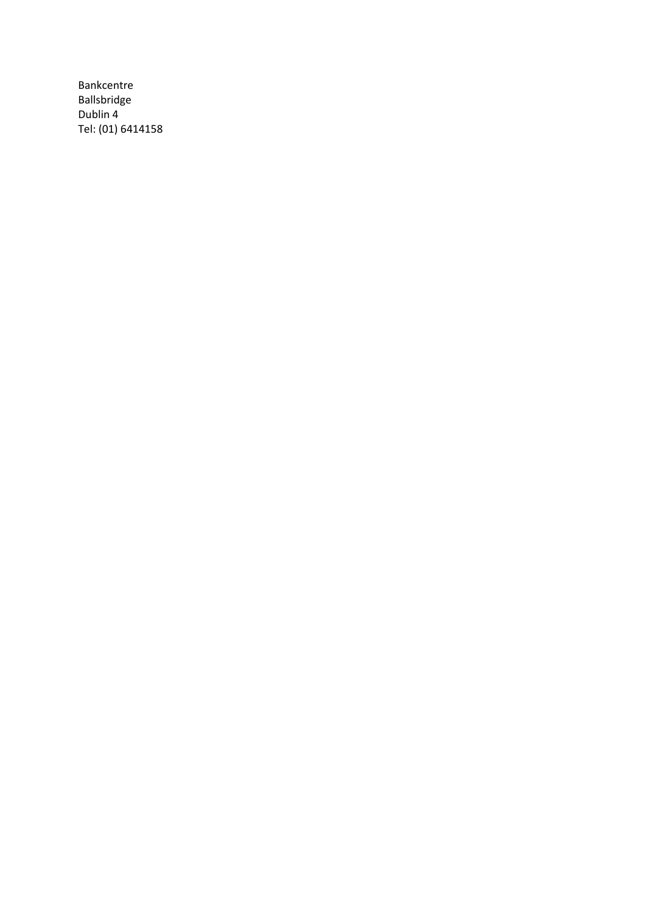Bankcentre
Ballsbridge
Dublin 4
Tel: (01) 6414158